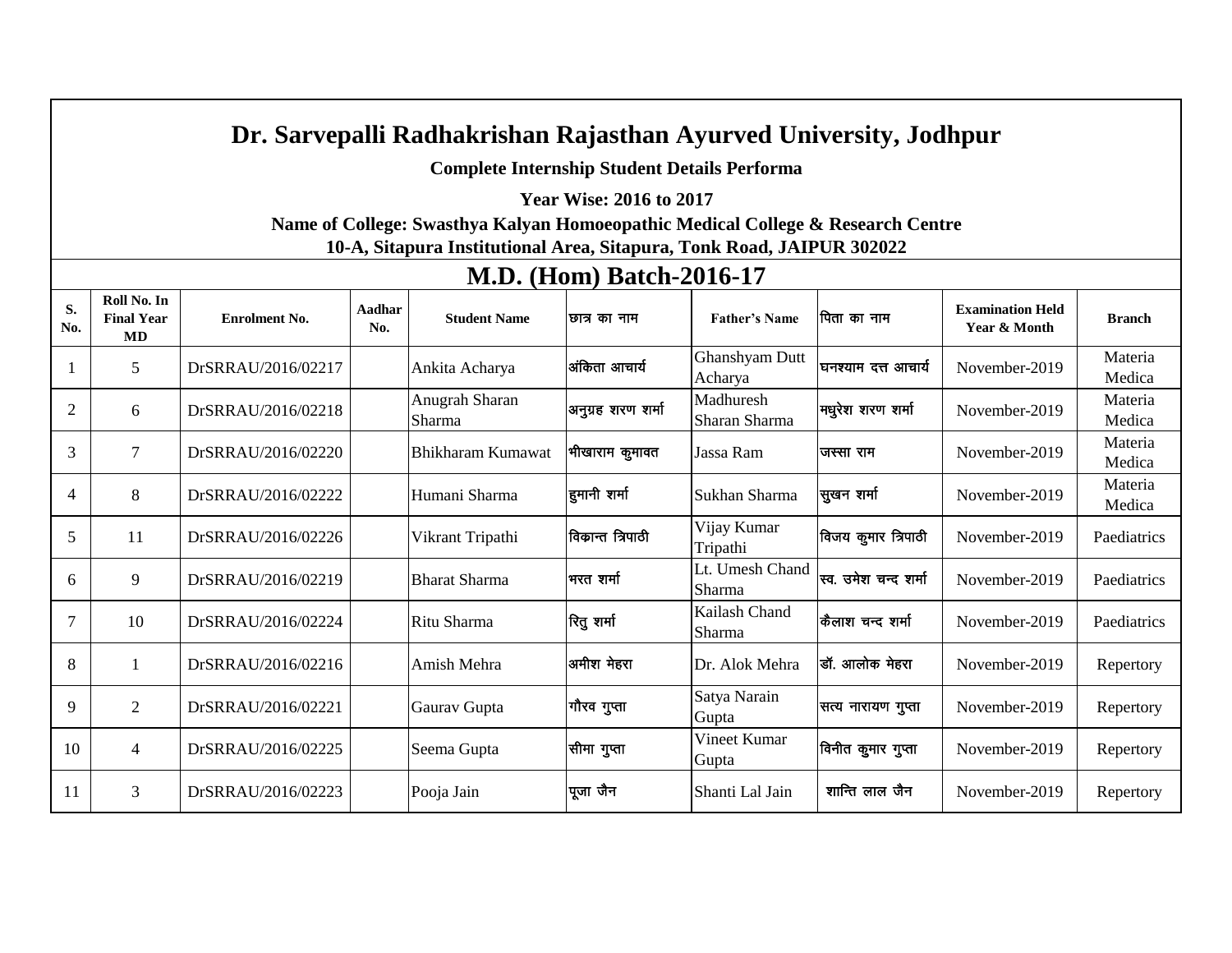# Dr. Sarvepalli Radhakrishan Rajasthan Ayurved University, Jodhpur

**Complete Internship Student Details Performa**

**Year Wise: 2016 to 2017**

**Name of College: Swasthya Kalyan Homoeopathic Medical College & Research Centre**

**10-A, Sitapura Institutional Area, Sitapura, Tonk Road, JAIPUR 302022**

## M.D. (Hom) Batch-2016-17

| S. No. | Roll No. In Final Year MD | Enrolment No. | Aadhar No. | Student Name | छात्र का नाम | Father's Name | पिता का नाम | Examination Held Year & Month | Branch |
|---|---|---|---|---|---|---|---|---|---|
| 1 | 5 | DrSRRAU/2016/02217 | | Ankita Acharya | अंकिता आचार्य | Ghanshyam Dutt Acharya | घनश्याम दत्त आचार्य | November-2019 | Materia Medica |
| 2 | 6 | DrSRRAU/2016/02218 | | Anugrah Sharan Sharma | अनुग्रह शरण शर्मा | Madhuresh Sharan Sharma | मधुरेश शरण शर्मा | November-2019 | Materia Medica |
| 3 | 7 | DrSRRAU/2016/02220 | | Bhikharam Kumawat | भीखाराम कुमावत | Jassa Ram | जस्सा राम | November-2019 | Materia Medica |
| 4 | 8 | DrSRRAU/2016/02222 | | Humani Sharma | हुमानी शर्मा | Sukhan Sharma | सुखन शर्मा | November-2019 | Materia Medica |
| 5 | 11 | DrSRRAU/2016/02226 | | Vikrant Tripathi | विक्रान्त त्रिपाठी | Vijay Kumar Tripathi | विजय कुमार त्रिपाठी | November-2019 | Paediatrics |
| 6 | 9 | DrSRRAU/2016/02219 | | Bharat Sharma | भरत शर्मा | Lt. Umesh Chand Sharma | स्व. उमेश चन्द शर्मा | November-2019 | Paediatrics |
| 7 | 10 | DrSRRAU/2016/02224 | | Ritu Sharma | रितु शर्मा | Kailash Chand Sharma | कैलाश चन्द शर्मा | November-2019 | Paediatrics |
| 8 | 1 | DrSRRAU/2016/02216 | | Amish Mehra | अमीश मेहरा | Dr. Alok Mehra | डॉ. आलोक मेहरा | November-2019 | Repertory |
| 9 | 2 | DrSRRAU/2016/02221 | | Gaurav Gupta | गौरव गुप्ता | Satya Narain Gupta | सत्य नारायण गुप्ता | November-2019 | Repertory |
| 10 | 4 | DrSRRAU/2016/02225 | | Seema Gupta | सीमा गुप्ता | Vineet Kumar Gupta | विनीत कुमार गुप्ता | November-2019 | Repertory |
| 11 | 3 | DrSRRAU/2016/02223 | | Pooja Jain | पूजा जैन | Shanti Lal Jain | शान्ति लाल जैन | November-2019 | Repertory |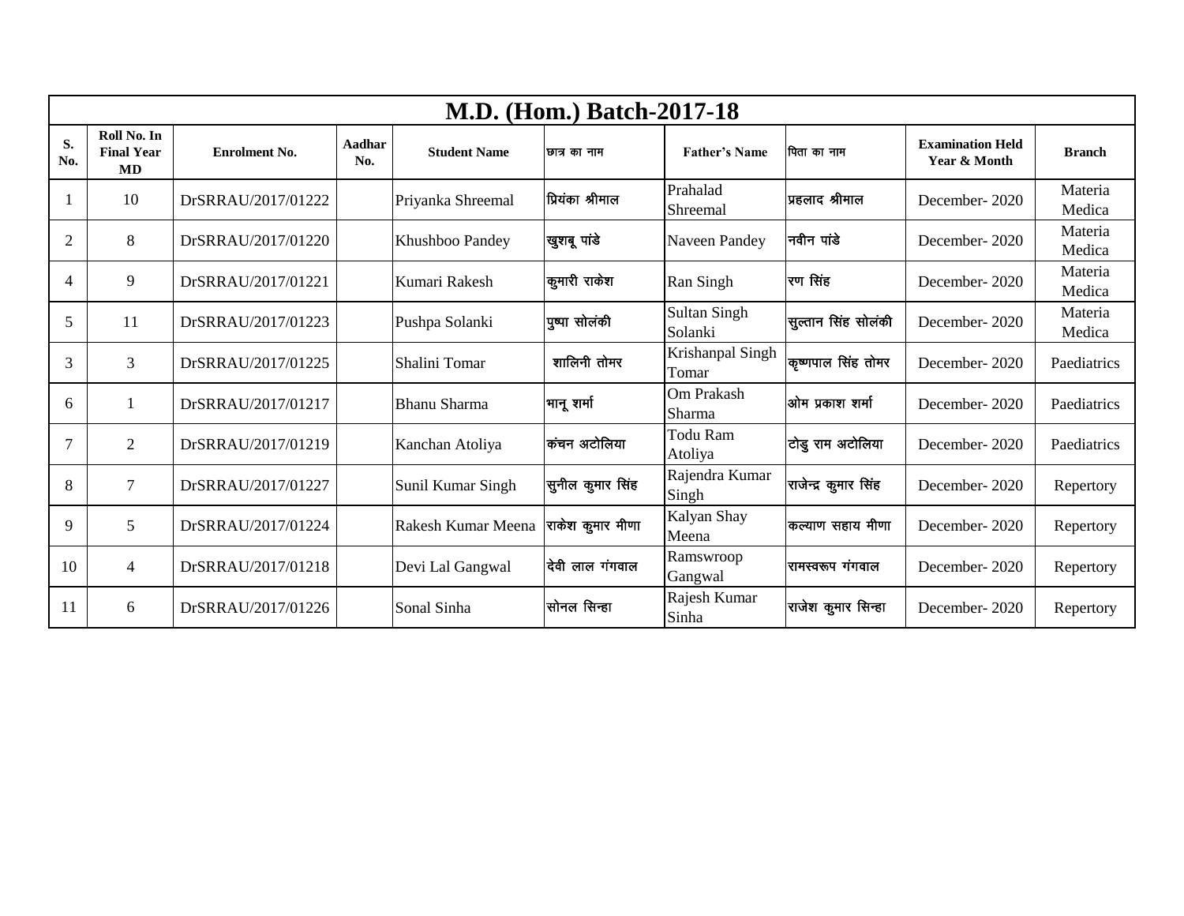| M.D. (Hom.) Batch-2017-18 | | | | | | | | | |
|---|---|---|---|---|---|---|---|---|---|
| **S. No.** | **Roll No. In Final Year MD** | **Enrolment No.** | **Aadhar No.** | **Student Name** | छात्र का नाम | **Father's Name** | पिता का नाम | **Examination Held Year & Month** | **Branch** |
| 1 | 10 | DrSRRAU/2017/01222 | | Priyanka Shreemal | प्रियंका श्रीमाल | Prahalad Shreemal | प्रहलाद श्रीमाल | December- 2020 | Materia Medica |
| 2 | 8 | DrSRRAU/2017/01220 | | Khushboo Pandey | खुशबू पांडे | Naveen Pandey | नवीन पांडे | December- 2020 | Materia Medica |
| 4 | 9 | DrSRRAU/2017/01221 | | Kumari Rakesh | कुमारी राकेश | Ran Singh | रण सिंह | December- 2020 | Materia Medica |
| 5 | 11 | DrSRRAU/2017/01223 | | Pushpa Solanki | पुष्पा सोलंकी | Sultan Singh Solanki | सुल्तान सिंह सोलंकी | December- 2020 | Materia Medica |
| 3 | 3 | DrSRRAU/2017/01225 | | Shalini Tomar | शालिनी तोमर | Krishanpal Singh Tomar | कृष्णपाल सिंह तोमर | December- 2020 | Paediatrics |
| 6 | 1 | DrSRRAU/2017/01217 | | Bhanu Sharma | भानू शर्मा | Om Prakash Sharma | ओम प्रकाश शर्मा | December- 2020 | Paediatrics |
| 7 | 2 | DrSRRAU/2017/01219 | | Kanchan Atoliya | कंचन अटोलिया | Todu Ram Atoliya | टोडु राम अटोलिया | December- 2020 | Paediatrics |
| 8 | 7 | DrSRRAU/2017/01227 | | Sunil Kumar Singh | सुनील कुमार सिंह | Rajendra Kumar Singh | राजेन्द्र कुमार सिंह | December- 2020 | Repertory |
| 9 | 5 | DrSRRAU/2017/01224 | | Rakesh Kumar Meena | राकेश कुमार मीणा | Kalyan Shay Meena | कल्याण सहाय मीणा | December- 2020 | Repertory |
| 10 | 4 | DrSRRAU/2017/01218 | | Devi Lal Gangwal | देवी लाल गंगवाल | Ramswroop Gangwal | रामस्वरूप गंगवाल | December- 2020 | Repertory |
| 11 | 6 | DrSRRAU/2017/01226 | | Sonal Sinha | सोनल सिन्हा | Rajesh Kumar Sinha | राजेश कुमार सिन्हा | December- 2020 | Repertory |